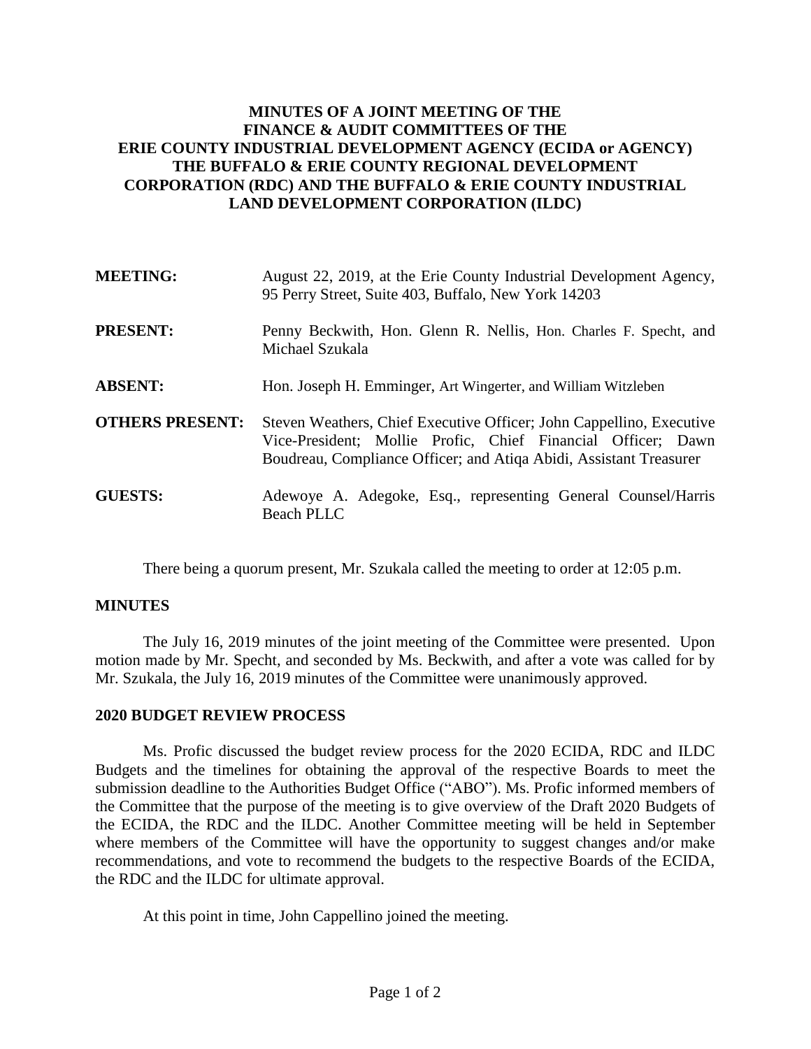# MINUTES OF A JOINT MEETING OF THE FINANCE & AUDIT COMMITTEES OF THE ERIE COUNTY INDUSTRIAL DEVELOPMENT AGENCY (ECIDA or AGENCY) THE BUFFALO & ERIE COUNTY REGIONAL DEVELOPMENT CORPORATION (RDC) AND THE BUFFALO & ERIE COUNTY INDUSTRIAL LAND DEVELOPMENT CORPORATION (ILDC)

| | |
|---|---|
| **MEETING:** | August 22, 2019, at the Erie County Industrial Development Agency, 95 Perry Street, Suite 403, Buffalo, New York 14203 |
| **PRESENT:** | Penny Beckwith, Hon. Glenn R. Nellis, Hon. Charles F. Specht, and Michael Szukala |
| **ABSENT:** | Hon. Joseph H. Emminger, Art Wingerter, and William Witzleben |
| **OTHERS PRESENT:** | Steven Weathers, Chief Executive Officer; John Cappellino, Executive Vice-President; Mollie Profic, Chief Financial Officer; Dawn Boudreau, Compliance Officer; and Atiqa Abidi, Assistant Treasurer |
| **GUESTS:** | Adewoye A. Adegoke, Esq., representing General Counsel/Harris Beach PLLC |

There being a quorum present, Mr. Szukala called the meeting to order at 12:05 p.m.

**MINUTES**

The July 16, 2019 minutes of the joint meeting of the Committee were presented. Upon motion made by Mr. Specht, and seconded by Ms. Beckwith, and after a vote was called for by Mr. Szukala, the July 16, 2019 minutes of the Committee were unanimously approved.

**2020 BUDGET REVIEW PROCESS**

Ms. Profic discussed the budget review process for the 2020 ECIDA, RDC and ILDC Budgets and the timelines for obtaining the approval of the respective Boards to meet the submission deadline to the Authorities Budget Office ("ABO"). Ms. Profic informed members of the Committee that the purpose of the meeting is to give overview of the Draft 2020 Budgets of the ECIDA, the RDC and the ILDC. Another Committee meeting will be held in September where members of the Committee will have the opportunity to suggest changes and/or make recommendations, and vote to recommend the budgets to the respective Boards of the ECIDA, the RDC and the ILDC for ultimate approval.

At this point in time, John Cappellino joined the meeting.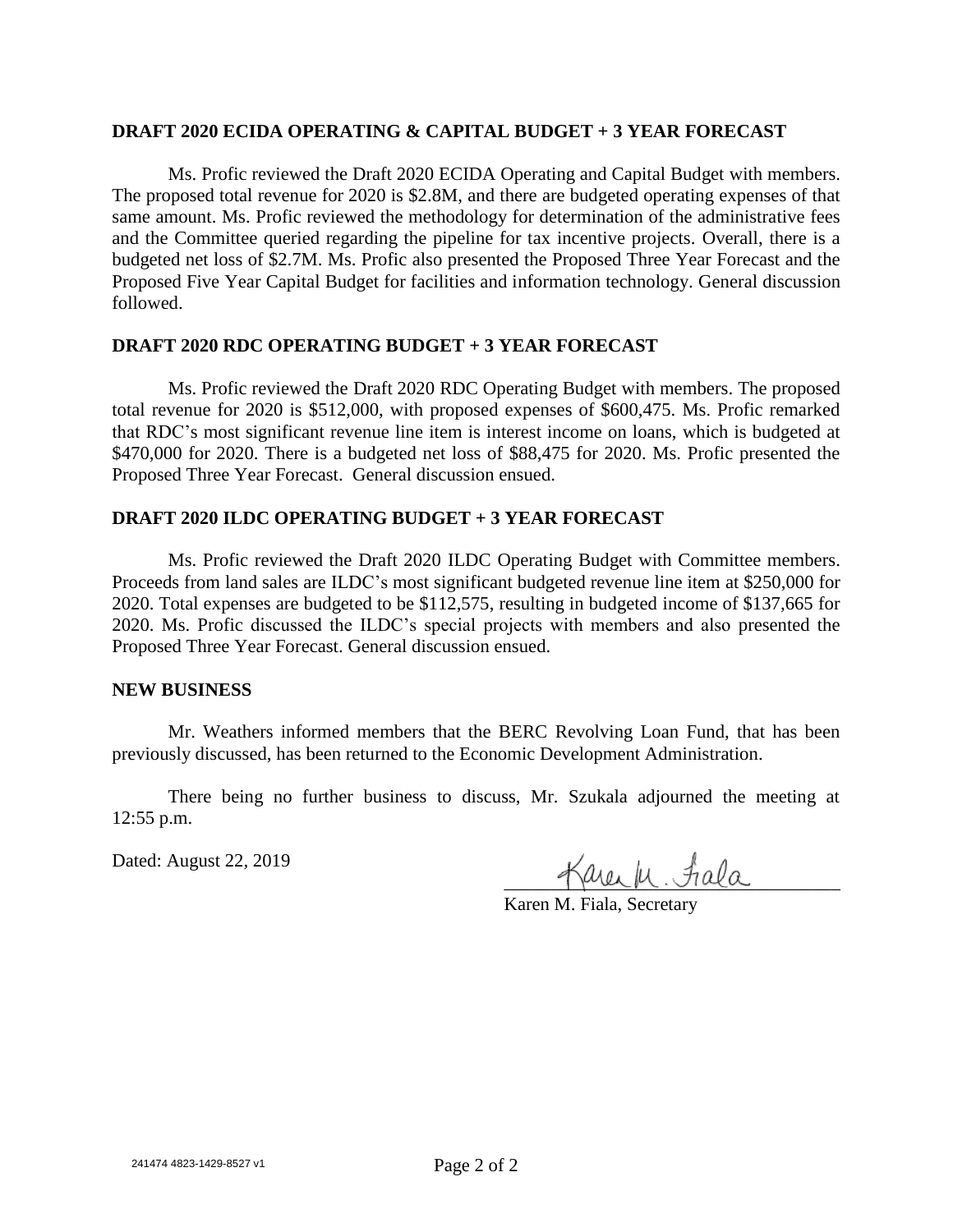**DRAFT 2020 ECIDA OPERATING & CAPITAL BUDGET + 3 YEAR FORECAST**

Ms. Profic reviewed the Draft 2020 ECIDA Operating and Capital Budget with members. The proposed total revenue for 2020 is $2.8M, and there are budgeted operating expenses of that same amount. Ms. Profic reviewed the methodology for determination of the administrative fees and the Committee queried regarding the pipeline for tax incentive projects. Overall, there is a budgeted net loss of $2.7M. Ms. Profic also presented the Proposed Three Year Forecast and the Proposed Five Year Capital Budget for facilities and information technology. General discussion followed.

**DRAFT 2020 RDC OPERATING BUDGET + 3 YEAR FORECAST**

Ms. Profic reviewed the Draft 2020 RDC Operating Budget with members. The proposed total revenue for 2020 is $512,000, with proposed expenses of $600,475. Ms. Profic remarked that RDC's most significant revenue line item is interest income on loans, which is budgeted at $470,000 for 2020. There is a budgeted net loss of $88,475 for 2020. Ms. Profic presented the Proposed Three Year Forecast. General discussion ensued.

**DRAFT 2020 ILDC OPERATING BUDGET + 3 YEAR FORECAST**

Ms. Profic reviewed the Draft 2020 ILDC Operating Budget with Committee members. Proceeds from land sales are ILDC's most significant budgeted revenue line item at $250,000 for 2020. Total expenses are budgeted to be $112,575, resulting in budgeted income of $137,665 for 2020. Ms. Profic discussed the ILDC's special projects with members and also presented the Proposed Three Year Forecast. General discussion ensued.

**NEW BUSINESS**

Mr. Weathers informed members that the BERC Revolving Loan Fund, that has been previously discussed, has been returned to the Economic Development Administration.

There being no further business to discuss, Mr. Szukala adjourned the meeting at 12:55 p.m.

Dated: August 22, 2019

Karen M. Fiala

Karen M. Fiala, Secretary

241474 4823-1429-8527 v1